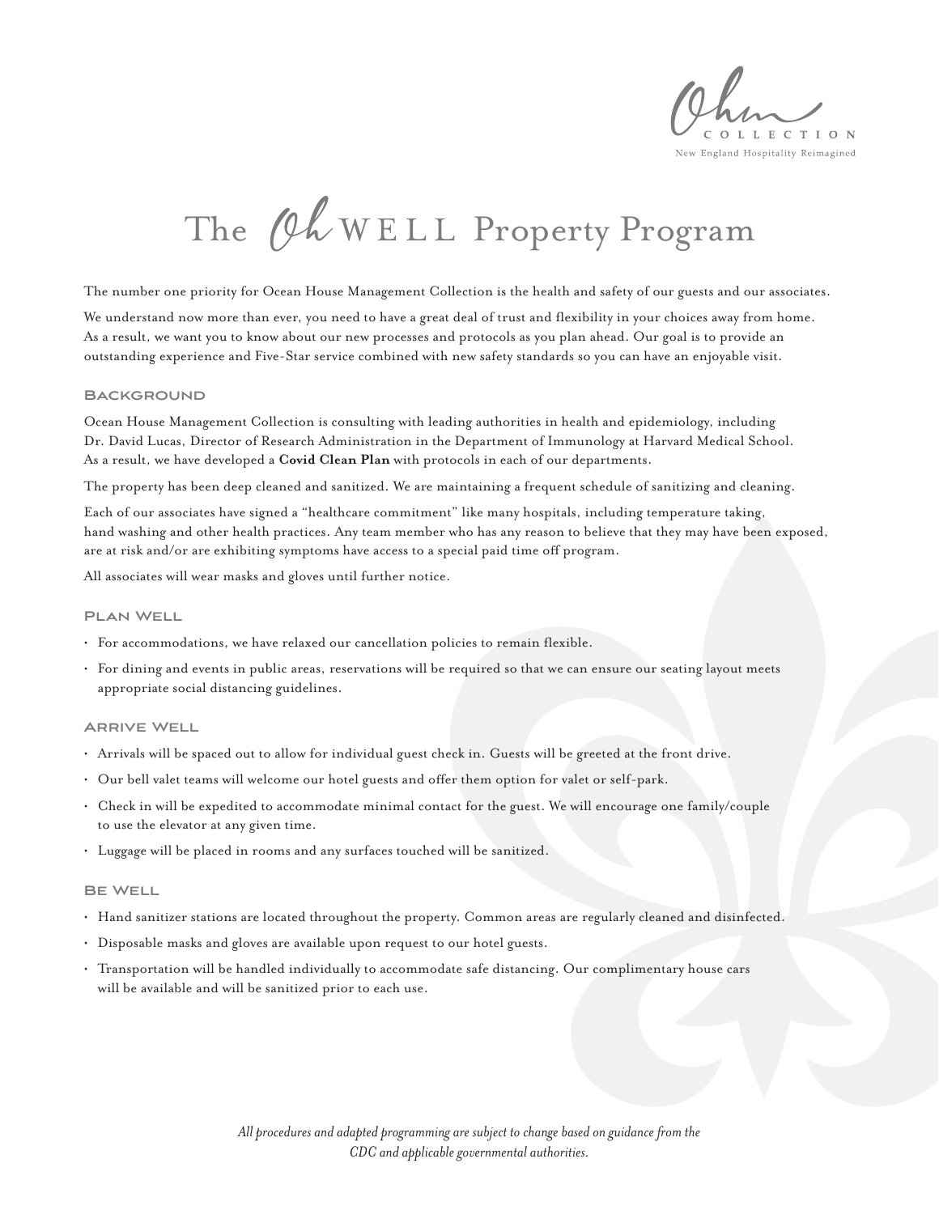Ohm COLLECTION
New England Hospitality Reimagined

# The Oh WELL Property Program

The number one priority for Ocean House Management Collection is the health and safety of our guests and our associates.

We understand now more than ever, you need to have a great deal of trust and flexibility in your choices away from home. As a result, we want you to know about our new processes and protocols as you plan ahead. Our goal is to provide an outstanding experience and Five-Star service combined with new safety standards so you can have an enjoyable visit.

## Background

Ocean House Management Collection is consulting with leading authorities in health and epidemiology, including Dr. David Lucas, Director of Research Administration in the Department of Immunology at Harvard Medical School. As a result, we have developed a **Covid Clean Plan** with protocols in each of our departments.

The property has been deep cleaned and sanitized. We are maintaining a frequent schedule of sanitizing and cleaning.

Each of our associates have signed a "healthcare commitment" like many hospitals, including temperature taking, hand washing and other health practices. Any team member who has any reason to believe that they may have been exposed, are at risk and/or are exhibiting symptoms have access to a special paid time off program.

All associates will wear masks and gloves until further notice.

## Plan Well

- For accommodations, we have relaxed our cancellation policies to remain flexible.
- For dining and events in public areas, reservations will be required so that we can ensure our seating layout meets appropriate social distancing guidelines.

## Arrive Well

- Arrivals will be spaced out to allow for individual guest check in. Guests will be greeted at the front drive.
- Our bell valet teams will welcome our hotel guests and offer them option for valet or self-park.
- Check in will be expedited to accommodate minimal contact for the guest. We will encourage one family/couple to use the elevator at any given time.
- Luggage will be placed in rooms and any surfaces touched will be sanitized.

## Be Well

- Hand sanitizer stations are located throughout the property. Common areas are regularly cleaned and disinfected.
- Disposable masks and gloves are available upon request to our hotel guests.
- Transportation will be handled individually to accommodate safe distancing. Our complimentary house cars will be available and will be sanitized prior to each use.

*All procedures and adapted programming are subject to change based on guidance from the CDC and applicable governmental authorities.*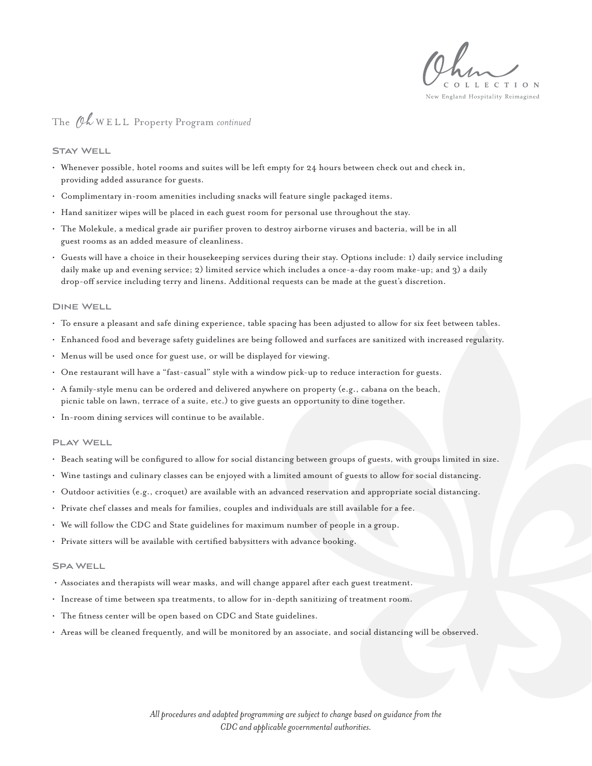# The *Oh* WELL Property Program *continued*

## Stay Well

- Whenever possible, hotel rooms and suites will be left empty for 24 hours between check out and check in, providing added assurance for guests.
- Complimentary in-room amenities including snacks will feature single packaged items.
- Hand sanitizer wipes will be placed in each guest room for personal use throughout the stay.
- The Molekule, a medical grade air purifier proven to destroy airborne viruses and bacteria, will be in all guest rooms as an added measure of cleanliness.
- Guests will have a choice in their housekeeping services during their stay. Options include: 1) daily service including daily make up and evening service; 2) limited service which includes a once-a-day room make-up; and 3) a daily drop-off service including terry and linens. Additional requests can be made at the guest's discretion.

## Dine Well

- To ensure a pleasant and safe dining experience, table spacing has been adjusted to allow for six feet between tables.
- Enhanced food and beverage safety guidelines are being followed and surfaces are sanitized with increased regularity.
- Menus will be used once for guest use, or will be displayed for viewing.
- One restaurant will have a "fast-casual" style with a window pick-up to reduce interaction for guests.
- A family-style menu can be ordered and delivered anywhere on property (e.g., cabana on the beach, picnic table on lawn, terrace of a suite, etc.) to give guests an opportunity to dine together.
- In-room dining services will continue to be available.

## Play Well

- Beach seating will be configured to allow for social distancing between groups of guests, with groups limited in size.
- Wine tastings and culinary classes can be enjoyed with a limited amount of guests to allow for social distancing.
- Outdoor activities (e.g., croquet) are available with an advanced reservation and appropriate social distancing.
- Private chef classes and meals for families, couples and individuals are still available for a fee.
- We will follow the CDC and State guidelines for maximum number of people in a group.
- Private sitters will be available with certified babysitters with advance booking.

## Spa Well

- Associates and therapists will wear masks, and will change apparel after each guest treatment.
- Increase of time between spa treatments, to allow for in-depth sanitizing of treatment room.
- The fitness center will be open based on CDC and State guidelines.
- Areas will be cleaned frequently, and will be monitored by an associate, and social distancing will be observed.

*All procedures and adapted programming are subject to change based on guidance from the CDC and applicable governmental authorities.*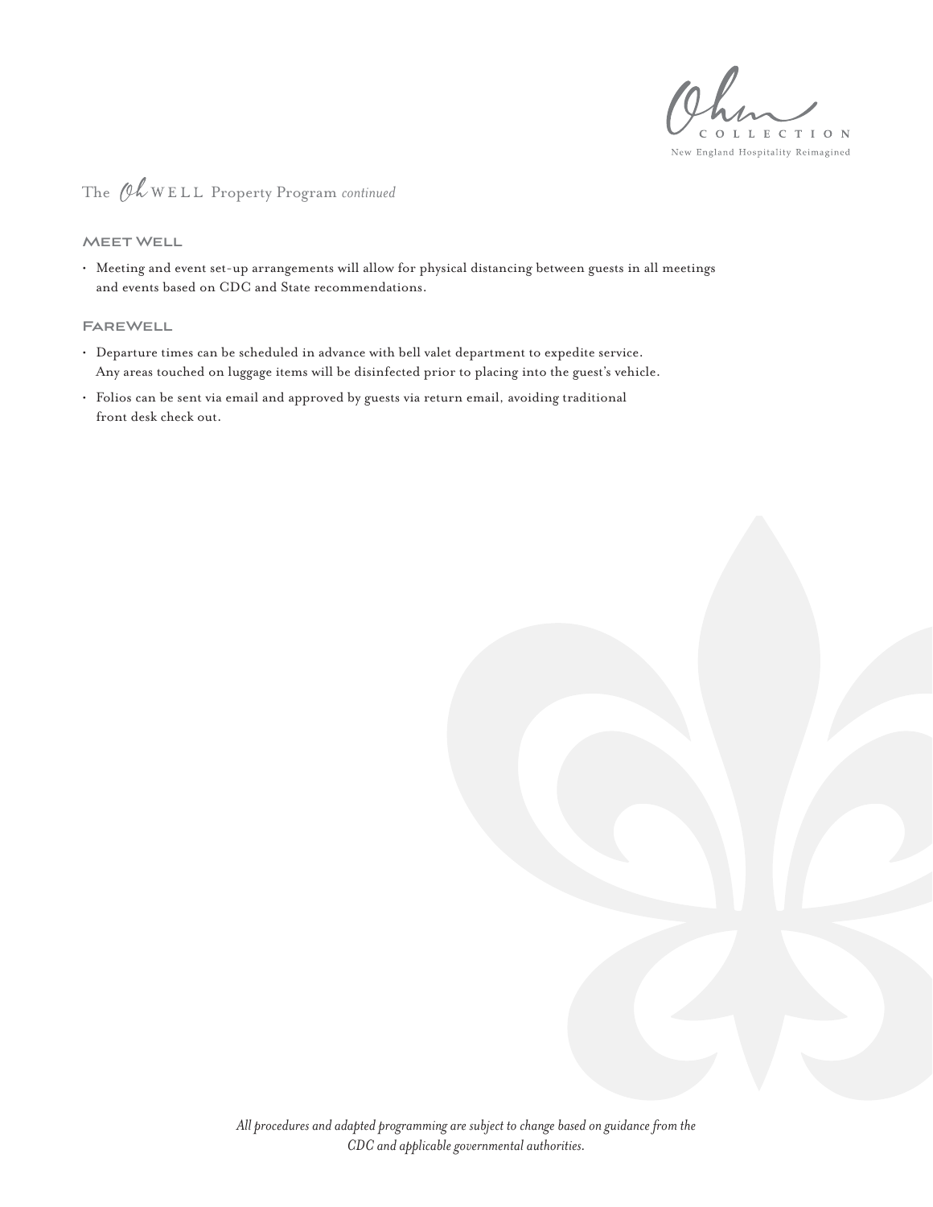## The *Oh* WELL Property Program *continued*

### Meet Well

- Meeting and event set-up arrangements will allow for physical distancing between guests in all meetings and events based on CDC and State recommendations.

### FareWell

- Departure times can be scheduled in advance with bell valet department to expedite service. Any areas touched on luggage items will be disinfected prior to placing into the guest's vehicle.
- Folios can be sent via email and approved by guests via return email, avoiding traditional front desk check out.

*All procedures and adapted programming are subject to change based on guidance from the CDC and applicable governmental authorities.*